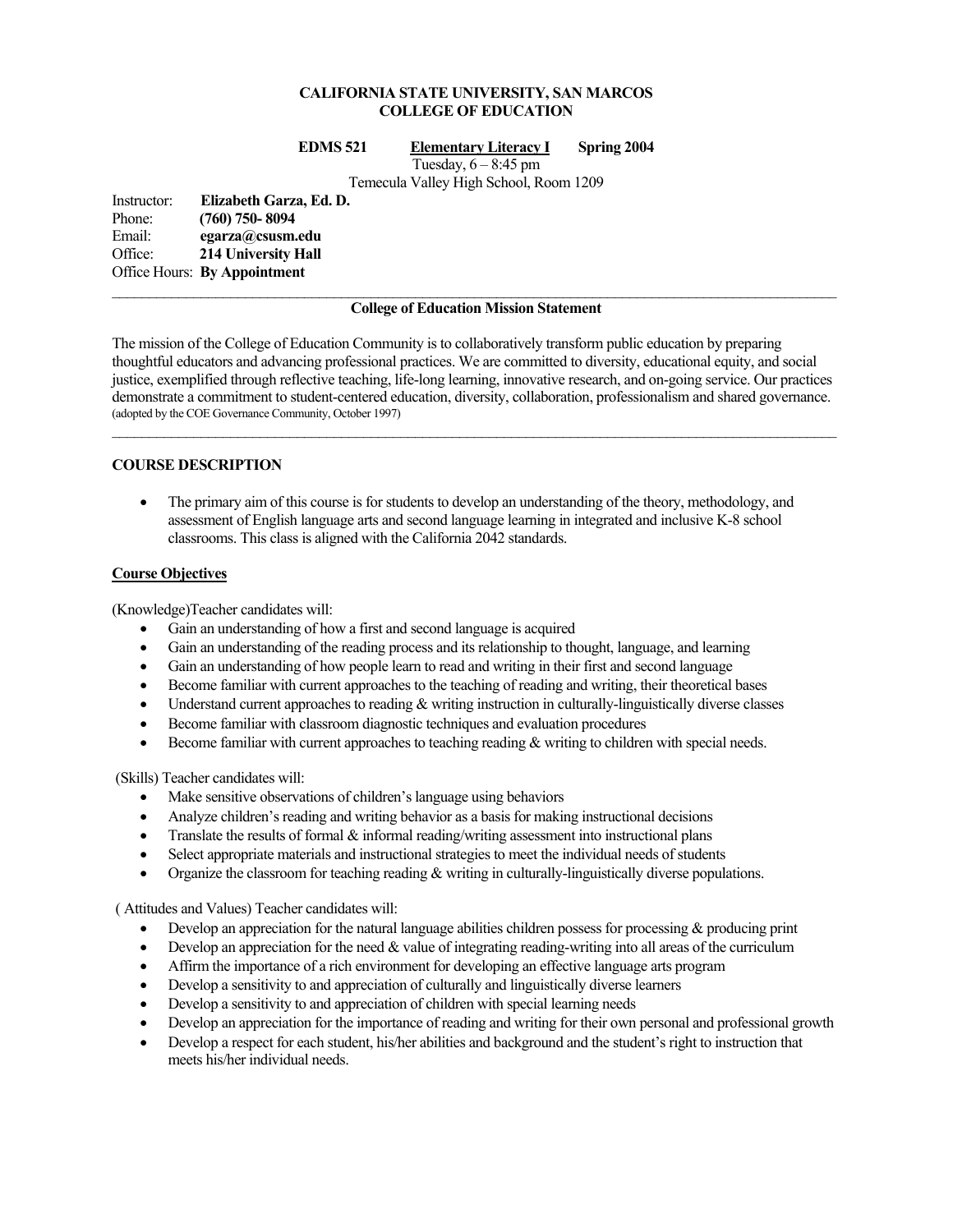# CALIFORNIA STATE UNIVERSITY, SAN MARCOS
## COLLEGE OF EDUCATION

**EDMS 521** **Elementary Literacy I** **Spring 2004**

Tuesday, 6 – 8:45 pm

Temecula Valley High School, Room 1209

Instructor: **Elizabeth Garza, Ed. D.**
Phone: **(760) 750- 8094**
Email: **egarza@csusm.edu**
Office: **214 University Hall**
Office Hours: **By Appointment**

---

**College of Education Mission Statement**

The mission of the College of Education Community is to collaboratively transform public education by preparing thoughtful educators and advancing professional practices. We are committed to diversity, educational equity, and social justice, exemplified through reflective teaching, life-long learning, innovative research, and on-going service. Our practices demonstrate a commitment to student-centered education, diversity, collaboration, professionalism and shared governance. (adopted by the COE Governance Community, October 1997)

---

### COURSE DESCRIPTION

- The primary aim of this course is for students to develop an understanding of the theory, methodology, and assessment of English language arts and second language learning in integrated and inclusive K-8 school classrooms. This class is aligned with the California 2042 standards.

### Course Objectives

(Knowledge)Teacher candidates will:

- Gain an understanding of how a first and second language is acquired
- Gain an understanding of the reading process and its relationship to thought, language, and learning
- Gain an understanding of how people learn to read and writing in their first and second language
- Become familiar with current approaches to the teaching of reading and writing, their theoretical bases
- Understand current approaches to reading & writing instruction in culturally-linguistically diverse classes
- Become familiar with classroom diagnostic techniques and evaluation procedures
- Become familiar with current approaches to teaching reading & writing to children with special needs.

(Skills) Teacher candidates will:

- Make sensitive observations of children's language using behaviors
- Analyze children's reading and writing behavior as a basis for making instructional decisions
- Translate the results of formal & informal reading/writing assessment into instructional plans
- Select appropriate materials and instructional strategies to meet the individual needs of students
- Organize the classroom for teaching reading & writing in culturally-linguistically diverse populations.

( Attitudes and Values) Teacher candidates will:

- Develop an appreciation for the natural language abilities children possess for processing & producing print
- Develop an appreciation for the need & value of integrating reading-writing into all areas of the curriculum
- Affirm the importance of a rich environment for developing an effective language arts program
- Develop a sensitivity to and appreciation of culturally and linguistically diverse learners
- Develop a sensitivity to and appreciation of children with special learning needs
- Develop an appreciation for the importance of reading and writing for their own personal and professional growth
- Develop a respect for each student, his/her abilities and background and the student's right to instruction that meets his/her individual needs.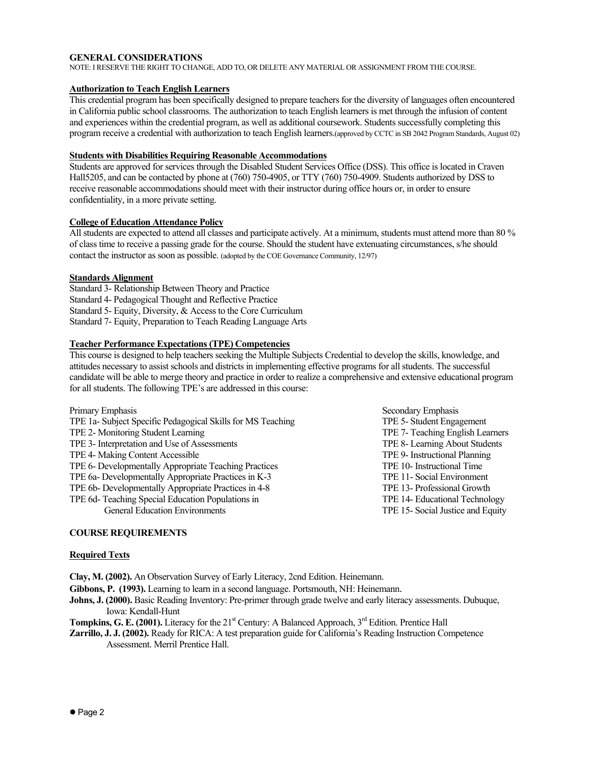**GENERAL CONSIDERATIONS**

NOTE: I RESERVE THE RIGHT TO CHANGE, ADD TO, OR DELETE ANY MATERIAL OR ASSIGNMENT FROM THE COURSE.

**Authorization to Teach English Learners**

This credential program has been specifically designed to prepare teachers for the diversity of languages often encountered in California public school classrooms. The authorization to teach English learners is met through the infusion of content and experiences within the credential program, as well as additional coursework. Students successfully completing this program receive a credential with authorization to teach English learners.(approved by CCTC in SB 2042 Program Standards, August 02)

**Students with Disabilities Requiring Reasonable Accommodations**

Students are approved for services through the Disabled Student Services Office (DSS). This office is located in Craven Hall5205, and can be contacted by phone at (760) 750-4905, or TTY (760) 750-4909. Students authorized by DSS to receive reasonable accommodations should meet with their instructor during office hours or, in order to ensure confidentiality, in a more private setting.

**College of Education Attendance Policy**

All students are expected to attend all classes and participate actively. At a minimum, students must attend more than 80 % of class time to receive a passing grade for the course. Should the student have extenuating circumstances, s/he should contact the instructor as soon as possible. (adopted by the COE Governance Community, 12/97)

**Standards Alignment**

Standard 3- Relationship Between Theory and Practice
Standard 4- Pedagogical Thought and Reflective Practice
Standard 5- Equity, Diversity, & Access to the Core Curriculum
Standard 7- Equity, Preparation to Teach Reading Language Arts

**Teacher Performance Expectations (TPE) Competencies**

This course is designed to help teachers seeking the Multiple Subjects Credential to develop the skills, knowledge, and attitudes necessary to assist schools and districts in implementing effective programs for all students. The successful candidate will be able to merge theory and practice in order to realize a comprehensive and extensive educational program for all students. The following TPE's are addressed in this course:

Primary Emphasis
TPE 1a- Subject Specific Pedagogical Skills for MS Teaching
TPE 2- Monitoring Student Learning
TPE 3- Interpretation and Use of Assessments
TPE 4- Making Content Accessible
TPE 6- Developmentally Appropriate Teaching Practices
TPE 6a- Developmentally Appropriate Practices in K-3
TPE 6b- Developmentally Appropriate Practices in 4-8
TPE 6d- Teaching Special Education Populations in General Education Environments

Secondary Emphasis
TPE 5- Student Engagement
TPE 7- Teaching English Learners
TPE 8- Learning About Students
TPE 9- Instructional Planning
TPE 10- Instructional Time
TPE 11- Social Environment
TPE 13- Professional Growth
TPE 14- Educational Technology
TPE 15- Social Justice and Equity

**COURSE REQUIREMENTS**

**Required Texts**

**Clay, M. (2002).** An Observation Survey of Early Literacy, 2cnd Edition. Heinemann.

**Gibbons, P. (1993).** Learning to learn in a second language. Portsmouth, NH: Heinemann.

**Johns, J. (2000).** Basic Reading Inventory: Pre-primer through grade twelve and early literacy assessments. Dubuque, Iowa: Kendall-Hunt

**Tompkins, G. E. (2001).** Literacy for the 21st Century: A Balanced Approach, 3rd Edition. Prentice Hall

**Zarrillo, J. J. (2002).** Ready for RICA: A test preparation guide for California's Reading Instruction Competence Assessment. Merril Prentice Hall.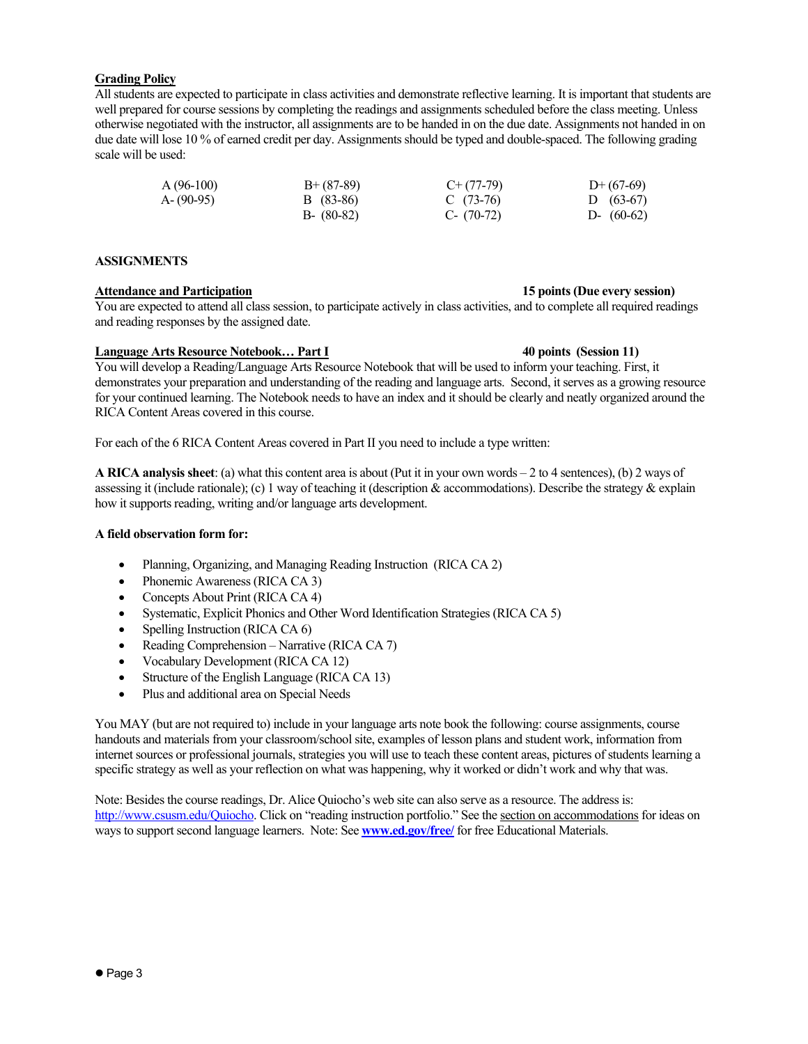**Grading Policy**

All students are expected to participate in class activities and demonstrate reflective learning. It is important that students are well prepared for course sessions by completing the readings and assignments scheduled before the class meeting. Unless otherwise negotiated with the instructor, all assignments are to be handed in on the due date. Assignments not handed in on due date will lose 10 % of earned credit per day. Assignments should be typed and double-spaced. The following grading scale will be used:

| | | | |
|---|---|---|---|
| A (96-100) | B+ (87-89) | C+ (77-79) | D+ (67-69) |
| A- (90-95) | B (83-86) | C (73-76) | D (63-67) |
| | B- (80-82) | C- (70-72) | D- (60-62) |

**ASSIGNMENTS**

**Attendance and Participation** — **15 points (Due every session)**

You are expected to attend all class session, to participate actively in class activities, and to complete all required readings and reading responses by the assigned date.

**Language Arts Resource Notebook… Part I** — **40 points (Session 11)**

You will develop a Reading/Language Arts Resource Notebook that will be used to inform your teaching. First, it demonstrates your preparation and understanding of the reading and language arts. Second, it serves as a growing resource for your continued learning. The Notebook needs to have an index and it should be clearly and neatly organized around the RICA Content Areas covered in this course.

For each of the 6 RICA Content Areas covered in Part II you need to include a type written:

**A RICA analysis sheet**: (a) what this content area is about (Put it in your own words – 2 to 4 sentences), (b) 2 ways of assessing it (include rationale); (c) 1 way of teaching it (description & accommodations). Describe the strategy & explain how it supports reading, writing and/or language arts development.

**A field observation form for:**

- Planning, Organizing, and Managing Reading Instruction (RICA CA 2)
- Phonemic Awareness (RICA CA 3)
- Concepts About Print (RICA CA 4)
- Systematic, Explicit Phonics and Other Word Identification Strategies (RICA CA 5)
- Spelling Instruction (RICA CA 6)
- Reading Comprehension – Narrative (RICA CA 7)
- Vocabulary Development (RICA CA 12)
- Structure of the English Language (RICA CA 13)
- Plus and additional area on Special Needs

You MAY (but are not required to) include in your language arts note book the following: course assignments, course handouts and materials from your classroom/school site, examples of lesson plans and student work, information from internet sources or professional journals, strategies you will use to teach these content areas, pictures of students learning a specific strategy as well as your reflection on what was happening, why it worked or didn't work and why that was.

Note: Besides the course readings, Dr. Alice Quiocho's web site can also serve as a resource. The address is: http://www.csusm.edu/Quiocho. Click on "reading instruction portfolio." See the section on accommodations for ideas on ways to support second language learners. Note: See **www.ed.gov/free/** for free Educational Materials.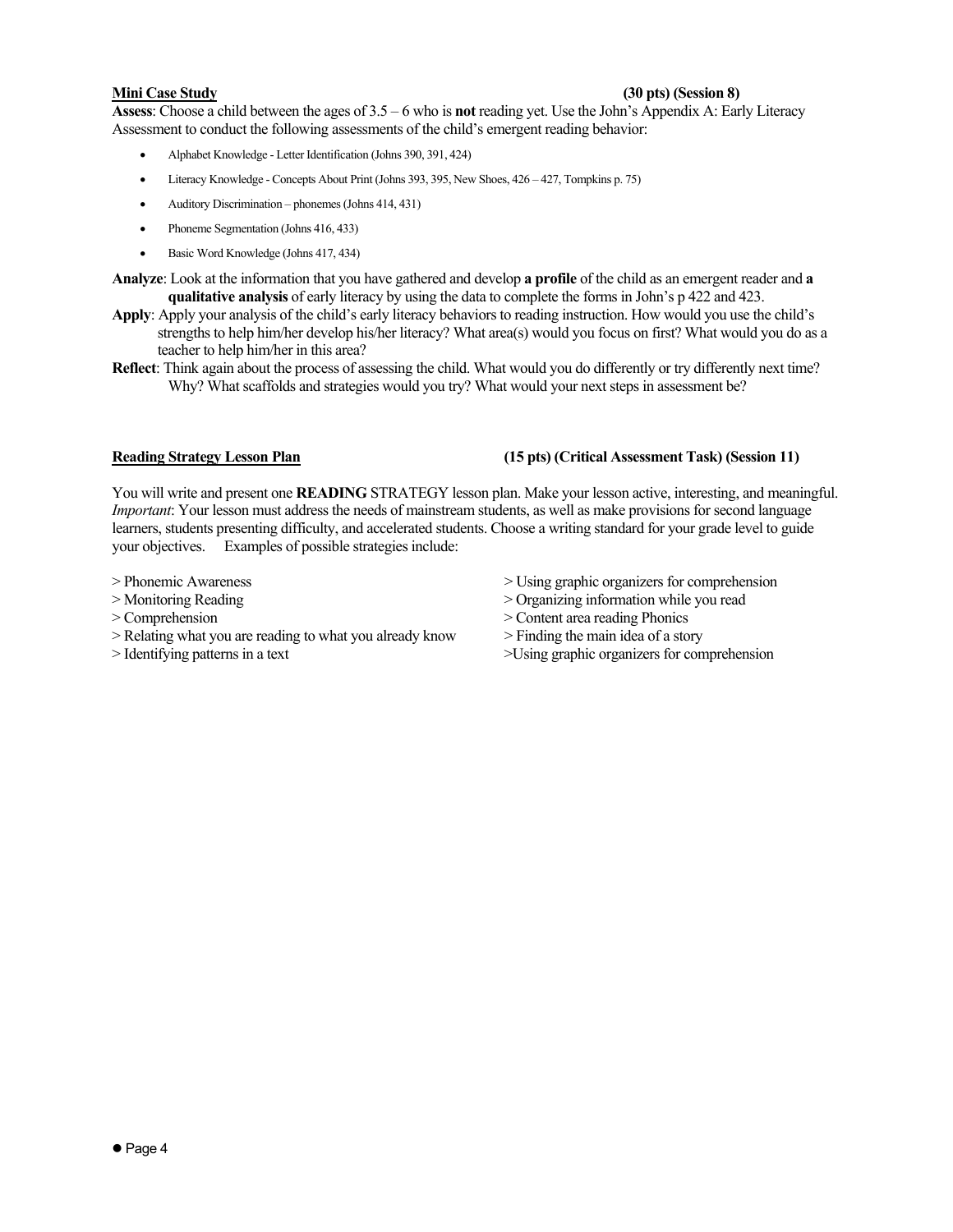**<u>Mini Case Study</u>** **(30 pts) (Session 8)**

**Assess**: Choose a child between the ages of 3.5 – 6 who is **not** reading yet. Use the John's Appendix A: Early Literacy Assessment to conduct the following assessments of the child's emergent reading behavior:

- Alphabet Knowledge - Letter Identification (Johns 390, 391, 424)
- Literacy Knowledge - Concepts About Print (Johns 393, 395, New Shoes, 426 – 427, Tompkins p. 75)
- Auditory Discrimination – phonemes (Johns 414, 431)
- Phoneme Segmentation (Johns 416, 433)
- Basic Word Knowledge (Johns 417, 434)

**Analyze**: Look at the information that you have gathered and develop **a profile** of the child as an emergent reader and **a qualitative analysis** of early literacy by using the data to complete the forms in John's p 422 and 423.

**Apply**: Apply your analysis of the child's early literacy behaviors to reading instruction. How would you use the child's strengths to help him/her develop his/her literacy? What area(s) would you focus on first? What would you do as a teacher to help him/her in this area?

**Reflect**: Think again about the process of assessing the child. What would you do differently or try differently next time? Why? What scaffolds and strategies would you try? What would your next steps in assessment be?

**<u>Reading Strategy Lesson Plan</u>** **(15 pts) (Critical Assessment Task) (Session 11)**

You will write and present one **READING** STRATEGY lesson plan. Make your lesson active, interesting, and meaningful. *Important*: Your lesson must address the needs of mainstream students, as well as make provisions for second language learners, students presenting difficulty, and accelerated students. Choose a writing standard for your grade level to guide your objectives. Examples of possible strategies include:

> Phonemic Awareness
> Monitoring Reading
> Comprehension
> Relating what you are reading to what you already know
> Identifying patterns in a text
> Using graphic organizers for comprehension
> Organizing information while you read
> Content area reading Phonics
> Finding the main idea of a story
>Using graphic organizers for comprehension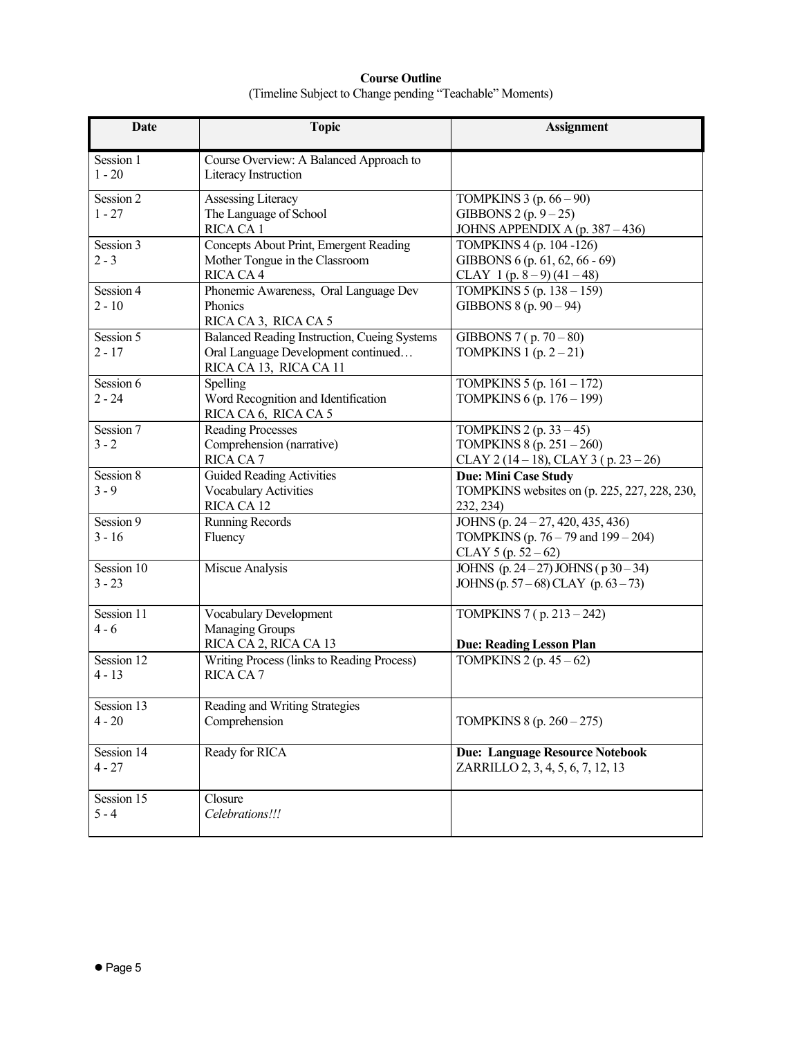**Course Outline**
(Timeline Subject to Change pending "Teachable" Moments)

| Date | Topic | Assignment |
|---|---|---|
| Session 1<br>1 - 20 | Course Overview: A Balanced Approach to Literacy Instruction | |
| Session 2<br>1 - 27 | Assessing Literacy<br>The Language of School<br>RICA CA 1 | TOMPKINS 3 (p. 66 – 90)<br>GIBBONS 2 (p. 9 – 25)<br>JOHNS APPENDIX A (p. 387 – 436) |
| Session 3<br>2 - 3 | Concepts About Print, Emergent Reading<br>Mother Tongue in the Classroom<br>RICA CA 4 | TOMPKINS 4 (p. 104 -126)<br>GIBBONS 6 (p. 61, 62, 66 - 69)<br>CLAY 1 (p. 8 – 9) (41 – 48) |
| Session 4<br>2 - 10 | Phonemic Awareness, Oral Language Dev<br>Phonics<br>RICA CA 3, RICA CA 5 | TOMPKINS 5 (p. 138 – 159)<br>GIBBONS 8 (p. 90 – 94) |
| Session 5<br>2 - 17 | Balanced Reading Instruction, Cueing Systems<br>Oral Language Development continued…<br>RICA CA 13, RICA CA 11 | GIBBONS 7 ( p. 70 – 80)<br>TOMPKINS 1 (p. 2 – 21) |
| Session 6<br>2 - 24 | Spelling<br>Word Recognition and Identification<br>RICA CA 6, RICA CA 5 | TOMPKINS 5 (p. 161 – 172)<br>TOMPKINS 6 (p. 176 – 199) |
| Session 7<br>3 - 2 | Reading Processes<br>Comprehension (narrative)<br>RICA CA 7 | TOMPKINS 2 (p. 33 – 45)<br>TOMPKINS 8 (p. 251 – 260)<br>CLAY 2 (14 – 18), CLAY 3 ( p. 23 – 26) |
| Session 8<br>3 - 9 | Guided Reading Activities<br>Vocabulary Activities<br>RICA CA 12 | **Due: Mini Case Study**<br>TOMPKINS websites on (p. 225, 227, 228, 230, 232, 234) |
| Session 9<br>3 - 16 | Running Records<br>Fluency | JOHNS (p. 24 – 27, 420, 435, 436)<br>TOMPKINS (p. 76 – 79 and 199 – 204)<br>CLAY 5 (p. 52 – 62) |
| Session 10<br>3 - 23 | Miscue Analysis | JOHNS (p. 24 – 27) JOHNS ( p 30 – 34)<br>JOHNS (p. 57 – 68) CLAY (p. 63 – 73) |
| Session 11<br>4 - 6 | Vocabulary Development<br>Managing Groups<br>RICA CA 2, RICA CA 13 | TOMPKINS 7 ( p. 213 – 242)<br><br>**Due: Reading Lesson Plan** |
| Session 12<br>4 - 13 | Writing Process (links to Reading Process)<br>RICA CA 7 | TOMPKINS 2 (p. 45 – 62) |
| Session 13<br>4 - 20 | Reading and Writing Strategies<br>Comprehension | TOMPKINS 8 (p. 260 – 275) |
| Session 14<br>4 - 27 | Ready for RICA | **Due: Language Resource Notebook**<br>ZARRILLO 2, 3, 4, 5, 6, 7, 12, 13 |
| Session 15<br>5 - 4 | Closure<br>*Celebrations!!!* | |